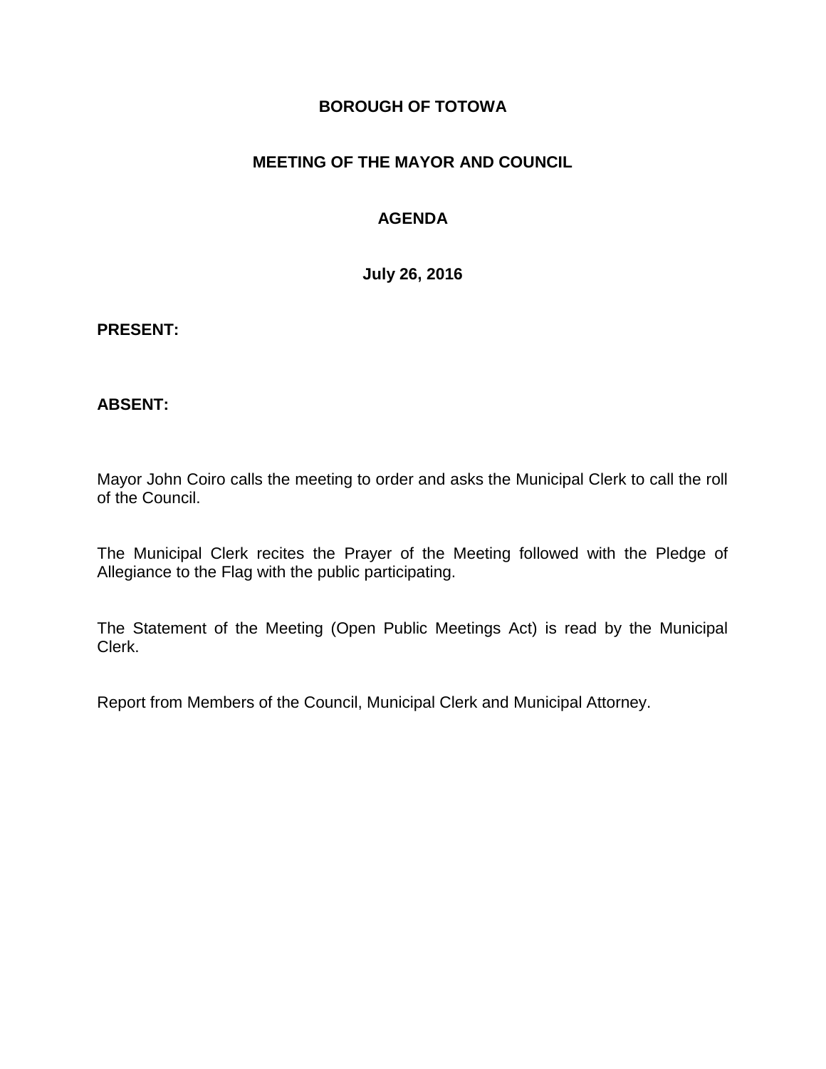# BOROUGH OF TOTOWA

## MEETING OF THE MAYOR AND COUNCIL

## AGENDA

**July 26, 2016**

**PRESENT:**

**ABSENT:**

Mayor John Coiro calls the meeting to order and asks the Municipal Clerk to call the roll of the Council.

The Municipal Clerk recites the Prayer of the Meeting followed with the Pledge of Allegiance to the Flag with the public participating.

The Statement of the Meeting (Open Public Meetings Act) is read by the Municipal Clerk.

Report from Members of the Council, Municipal Clerk and Municipal Attorney.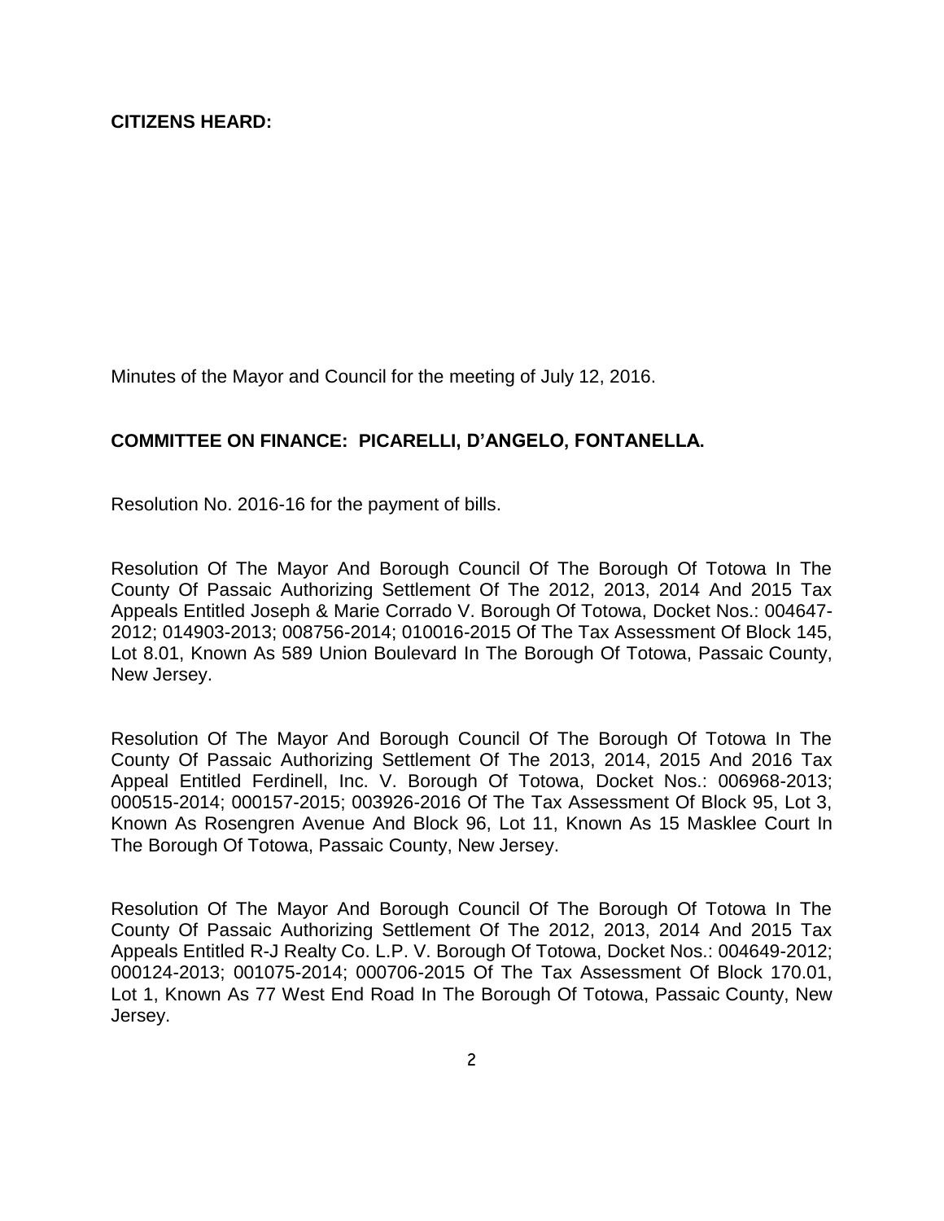**CITIZENS HEARD:**

Minutes of the Mayor and Council for the meeting of July 12, 2016.

**COMMITTEE ON FINANCE: PICARELLI, D'ANGELO, FONTANELLA.**

Resolution No. 2016-16 for the payment of bills.

Resolution Of The Mayor And Borough Council Of The Borough Of Totowa In The County Of Passaic Authorizing Settlement Of The 2012, 2013, 2014 And 2015 Tax Appeals Entitled Joseph & Marie Corrado V. Borough Of Totowa, Docket Nos.: 004647-2012; 014903-2013; 008756-2014; 010016-2015 Of The Tax Assessment Of Block 145, Lot 8.01, Known As 589 Union Boulevard In The Borough Of Totowa, Passaic County, New Jersey.

Resolution Of The Mayor And Borough Council Of The Borough Of Totowa In The County Of Passaic Authorizing Settlement Of The 2013, 2014, 2015 And 2016 Tax Appeal Entitled Ferdinell, Inc. V. Borough Of Totowa, Docket Nos.: 006968-2013; 000515-2014; 000157-2015; 003926-2016 Of The Tax Assessment Of Block 95, Lot 3, Known As Rosengren Avenue And Block 96, Lot 11, Known As 15 Masklee Court In The Borough Of Totowa, Passaic County, New Jersey.

Resolution Of The Mayor And Borough Council Of The Borough Of Totowa In The County Of Passaic Authorizing Settlement Of The 2012, 2013, 2014 And 2015 Tax Appeals Entitled R-J Realty Co. L.P. V. Borough Of Totowa, Docket Nos.: 004649-2012; 000124-2013; 001075-2014; 000706-2015 Of The Tax Assessment Of Block 170.01, Lot 1, Known As 77 West End Road In The Borough Of Totowa, Passaic County, New Jersey.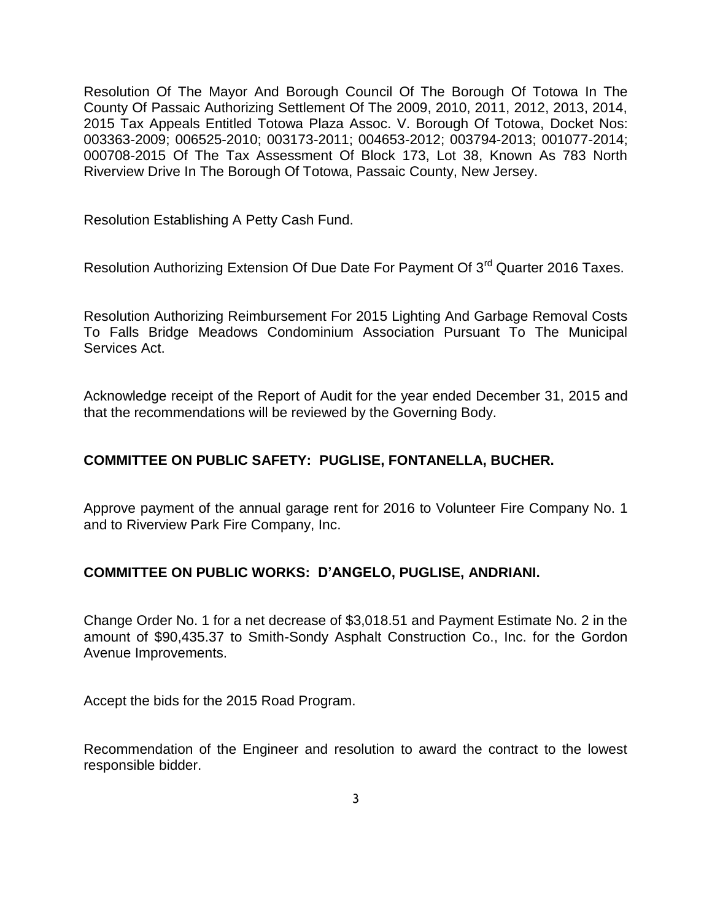Resolution Of The Mayor And Borough Council Of The Borough Of Totowa In The County Of Passaic Authorizing Settlement Of The 2009, 2010, 2011, 2012, 2013, 2014, 2015 Tax Appeals Entitled Totowa Plaza Assoc. V. Borough Of Totowa, Docket Nos: 003363-2009; 006525-2010; 003173-2011; 004653-2012; 003794-2013; 001077-2014; 000708-2015 Of The Tax Assessment Of Block 173, Lot 38, Known As 783 North Riverview Drive In The Borough Of Totowa, Passaic County, New Jersey.

Resolution Establishing A Petty Cash Fund.

Resolution Authorizing Extension Of Due Date For Payment Of 3rd Quarter 2016 Taxes.

Resolution Authorizing Reimbursement For 2015 Lighting And Garbage Removal Costs To Falls Bridge Meadows Condominium Association Pursuant To The Municipal Services Act.

Acknowledge receipt of the Report of Audit for the year ended December 31, 2015 and that the recommendations will be reviewed by the Governing Body.

**COMMITTEE ON PUBLIC SAFETY: PUGLISE, FONTANELLA, BUCHER.**

Approve payment of the annual garage rent for 2016 to Volunteer Fire Company No. 1 and to Riverview Park Fire Company, Inc.

**COMMITTEE ON PUBLIC WORKS: D'ANGELO, PUGLISE, ANDRIANI.**

Change Order No. 1 for a net decrease of $3,018.51 and Payment Estimate No. 2 in the amount of $90,435.37 to Smith-Sondy Asphalt Construction Co., Inc. for the Gordon Avenue Improvements.

Accept the bids for the 2015 Road Program.

Recommendation of the Engineer and resolution to award the contract to the lowest responsible bidder.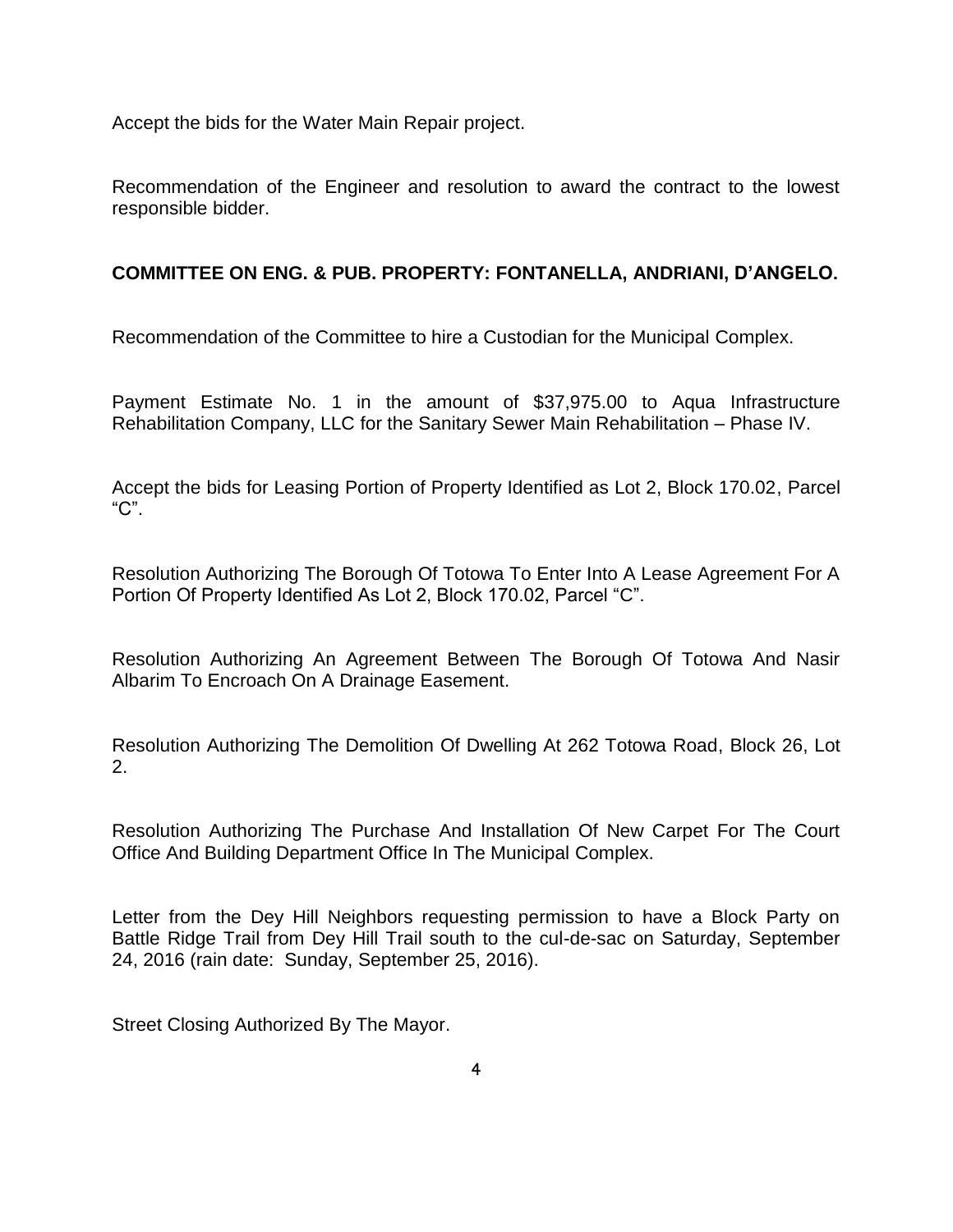Accept the bids for the Water Main Repair project.

Recommendation of the Engineer and resolution to award the contract to the lowest responsible bidder.

**COMMITTEE ON ENG. & PUB. PROPERTY: FONTANELLA, ANDRIANI, D'ANGELO.**

Recommendation of the Committee to hire a Custodian for the Municipal Complex.

Payment Estimate No. 1 in the amount of $37,975.00 to Aqua Infrastructure Rehabilitation Company, LLC for the Sanitary Sewer Main Rehabilitation – Phase IV.

Accept the bids for Leasing Portion of Property Identified as Lot 2, Block 170.02, Parcel "C".

Resolution Authorizing The Borough Of Totowa To Enter Into A Lease Agreement For A Portion Of Property Identified As Lot 2, Block 170.02, Parcel "C".

Resolution Authorizing An Agreement Between The Borough Of Totowa And Nasir Albarim To Encroach On A Drainage Easement.

Resolution Authorizing The Demolition Of Dwelling At 262 Totowa Road, Block 26, Lot 2.

Resolution Authorizing The Purchase And Installation Of New Carpet For The Court Office And Building Department Office In The Municipal Complex.

Letter from the Dey Hill Neighbors requesting permission to have a Block Party on Battle Ridge Trail from Dey Hill Trail south to the cul-de-sac on Saturday, September 24, 2016 (rain date: Sunday, September 25, 2016).

Street Closing Authorized By The Mayor.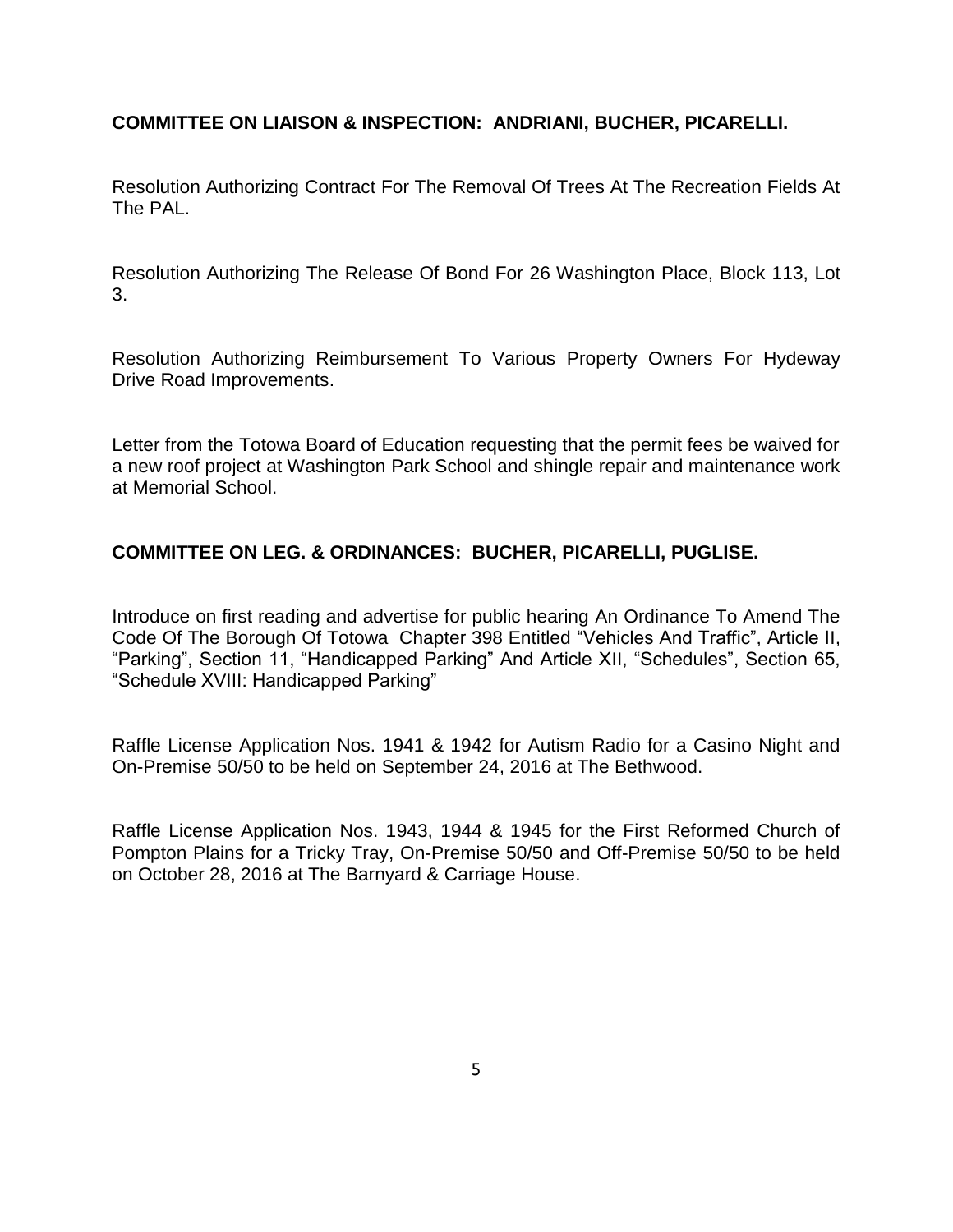**COMMITTEE ON LIAISON & INSPECTION: ANDRIANI, BUCHER, PICARELLI.**

Resolution Authorizing Contract For The Removal Of Trees At The Recreation Fields At The PAL.

Resolution Authorizing The Release Of Bond For 26 Washington Place, Block 113, Lot 3.

Resolution Authorizing Reimbursement To Various Property Owners For Hydeway Drive Road Improvements.

Letter from the Totowa Board of Education requesting that the permit fees be waived for a new roof project at Washington Park School and shingle repair and maintenance work at Memorial School.

**COMMITTEE ON LEG. & ORDINANCES: BUCHER, PICARELLI, PUGLISE.**

Introduce on first reading and advertise for public hearing An Ordinance To Amend The Code Of The Borough Of Totowa Chapter 398 Entitled "Vehicles And Traffic", Article II, "Parking", Section 11, "Handicapped Parking" And Article XII, "Schedules", Section 65, "Schedule XVIII: Handicapped Parking"

Raffle License Application Nos. 1941 & 1942 for Autism Radio for a Casino Night and On-Premise 50/50 to be held on September 24, 2016 at The Bethwood.

Raffle License Application Nos. 1943, 1944 & 1945 for the First Reformed Church of Pompton Plains for a Tricky Tray, On-Premise 50/50 and Off-Premise 50/50 to be held on October 28, 2016 at The Barnyard & Carriage House.